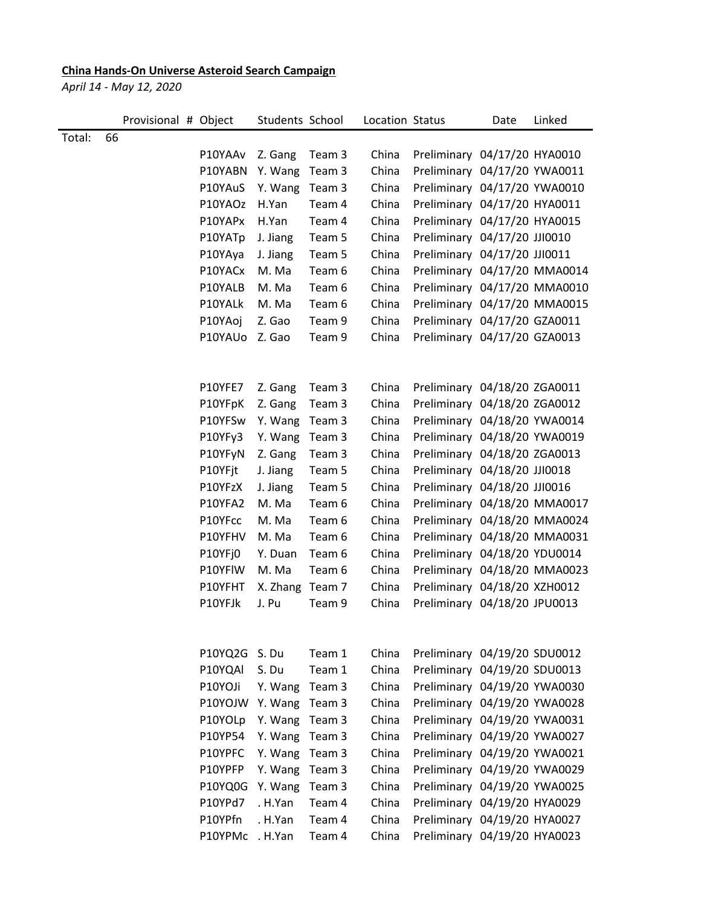**China Hands-On Universe Asteroid Search Campaign**

*April 14 - May 12, 2020*

| | Provisional # | Object | Students | School | Location | Status | Date | Linked |
|---|---|---|---|---|---|---|---|---|
| Total: | 66 | | | | | | | |
| | | P10YAAv | Z. Gang | Team 3 | China | Preliminary | 04/17/20 | HYA0010 |
| | | P10YABN | Y. Wang | Team 3 | China | Preliminary | 04/17/20 | YWA0011 |
| | | P10YAuS | Y. Wang | Team 3 | China | Preliminary | 04/17/20 | YWA0010 |
| | | P10YAOz | H.Yan | Team 4 | China | Preliminary | 04/17/20 | HYA0011 |
| | | P10YAPx | H.Yan | Team 4 | China | Preliminary | 04/17/20 | HYA0015 |
| | | P10YATp | J. Jiang | Team 5 | China | Preliminary | 04/17/20 | JJI0010 |
| | | P10YAya | J. Jiang | Team 5 | China | Preliminary | 04/17/20 | JJI0011 |
| | | P10YACx | M. Ma | Team 6 | China | Preliminary | 04/17/20 | MMA0014 |
| | | P10YALB | M. Ma | Team 6 | China | Preliminary | 04/17/20 | MMA0010 |
| | | P10YALk | M. Ma | Team 6 | China | Preliminary | 04/17/20 | MMA0015 |
| | | P10YAoj | Z. Gao | Team 9 | China | Preliminary | 04/17/20 | GZA0011 |
| | | P10YAUo | Z. Gao | Team 9 | China | Preliminary | 04/17/20 | GZA0013 |
| | | | | | | | | |
| | | P10YFE7 | Z. Gang | Team 3 | China | Preliminary | 04/18/20 | ZGA0011 |
| | | P10YFpK | Z. Gang | Team 3 | China | Preliminary | 04/18/20 | ZGA0012 |
| | | P10YFSw | Y. Wang | Team 3 | China | Preliminary | 04/18/20 | YWA0014 |
| | | P10YFy3 | Y. Wang | Team 3 | China | Preliminary | 04/18/20 | YWA0019 |
| | | P10YFyN | Z. Gang | Team 3 | China | Preliminary | 04/18/20 | ZGA0013 |
| | | P10YFjt | J. Jiang | Team 5 | China | Preliminary | 04/18/20 | JJI0018 |
| | | P10YFzX | J. Jiang | Team 5 | China | Preliminary | 04/18/20 | JJI0016 |
| | | P10YFA2 | M. Ma | Team 6 | China | Preliminary | 04/18/20 | MMA0017 |
| | | P10YFcc | M. Ma | Team 6 | China | Preliminary | 04/18/20 | MMA0024 |
| | | P10YFHV | M. Ma | Team 6 | China | Preliminary | 04/18/20 | MMA0031 |
| | | P10YFj0 | Y. Duan | Team 6 | China | Preliminary | 04/18/20 | YDU0014 |
| | | P10YFlW | M. Ma | Team 6 | China | Preliminary | 04/18/20 | MMA0023 |
| | | P10YFHT | X. Zhang | Team 7 | China | Preliminary | 04/18/20 | XZH0012 |
| | | P10YFJk | J. Pu | Team 9 | China | Preliminary | 04/18/20 | JPU0013 |
| | | | | | | | | |
| | | P10YQ2G | S. Du | Team 1 | China | Preliminary | 04/19/20 | SDU0012 |
| | | P10YQAl | S. Du | Team 1 | China | Preliminary | 04/19/20 | SDU0013 |
| | | P10YOJi | Y. Wang | Team 3 | China | Preliminary | 04/19/20 | YWA0030 |
| | | P10YOJW | Y. Wang | Team 3 | China | Preliminary | 04/19/20 | YWA0028 |
| | | P10YOLp | Y. Wang | Team 3 | China | Preliminary | 04/19/20 | YWA0031 |
| | | P10YP54 | Y. Wang | Team 3 | China | Preliminary | 04/19/20 | YWA0027 |
| | | P10YPFC | Y. Wang | Team 3 | China | Preliminary | 04/19/20 | YWA0021 |
| | | P10YPFP | Y. Wang | Team 3 | China | Preliminary | 04/19/20 | YWA0029 |
| | | P10YQ0G | Y. Wang | Team 3 | China | Preliminary | 04/19/20 | YWA0025 |
| | | P10YPd7 | . H.Yan | Team 4 | China | Preliminary | 04/19/20 | HYA0029 |
| | | P10YPfn | . H.Yan | Team 4 | China | Preliminary | 04/19/20 | HYA0027 |
| | | P10YPMc | . H.Yan | Team 4 | China | Preliminary | 04/19/20 | HYA0023 |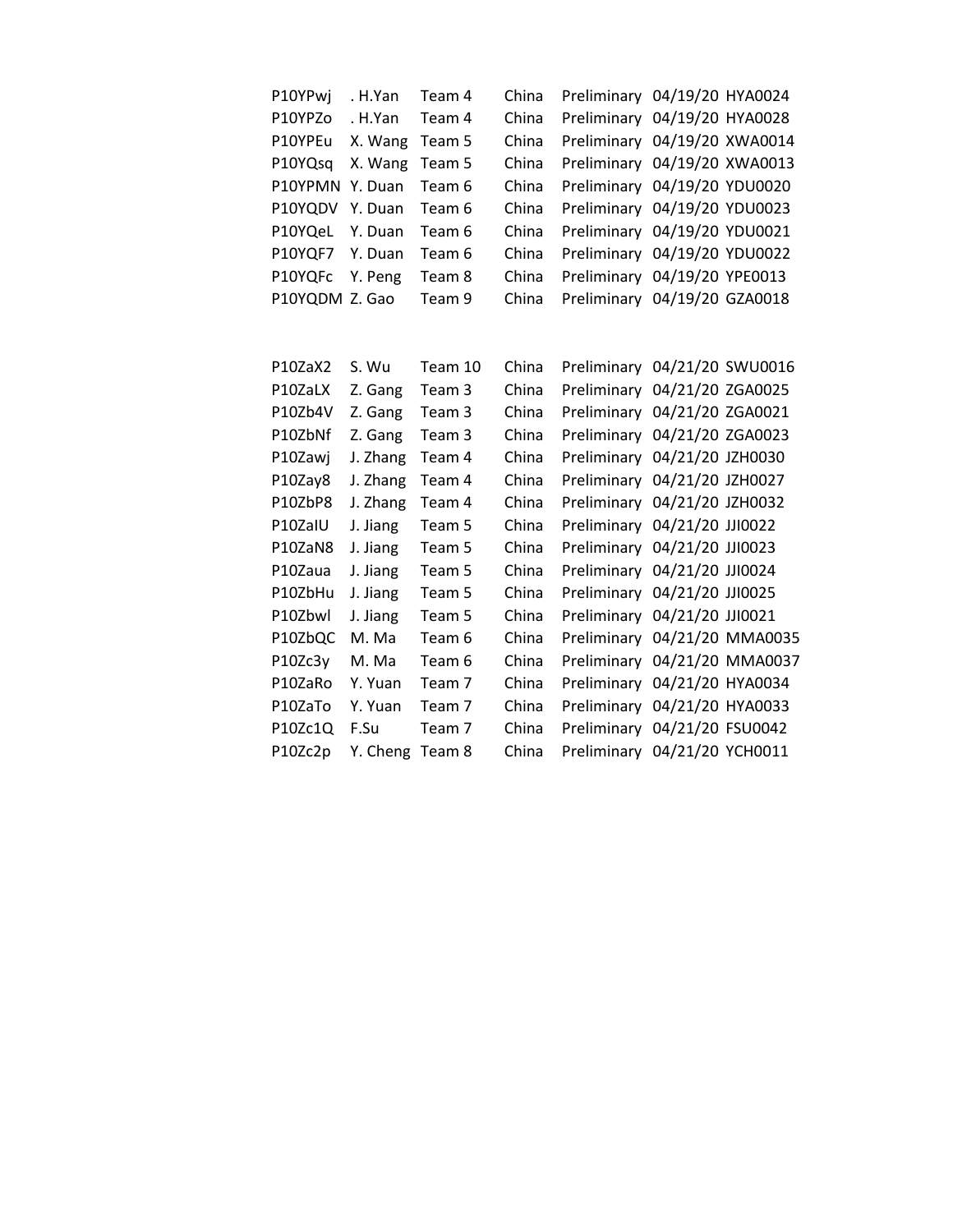| | | | | | | |
|---|---|---|---|---|---|---|
| P10YPwj | . H.Yan | Team 4 | China | Preliminary | 04/19/20 | HYA0024 |
| P10YPZo | . H.Yan | Team 4 | China | Preliminary | 04/19/20 | HYA0028 |
| P10YPEu | X. Wang | Team 5 | China | Preliminary | 04/19/20 | XWA0014 |
| P10YQsq | X. Wang | Team 5 | China | Preliminary | 04/19/20 | XWA0013 |
| P10YPMN | Y. Duan | Team 6 | China | Preliminary | 04/19/20 | YDU0020 |
| P10YQDV | Y. Duan | Team 6 | China | Preliminary | 04/19/20 | YDU0023 |
| P10YQeL | Y. Duan | Team 6 | China | Preliminary | 04/19/20 | YDU0021 |
| P10YQF7 | Y. Duan | Team 6 | China | Preliminary | 04/19/20 | YDU0022 |
| P10YQFc | Y. Peng | Team 8 | China | Preliminary | 04/19/20 | YPE0013 |
| P10YQDM | Z. Gao | Team 9 | China | Preliminary | 04/19/20 | GZA0018 |

| | | | | | | |
|---|---|---|---|---|---|---|
| P10ZaX2 | S. Wu | Team 10 | China | Preliminary | 04/21/20 | SWU0016 |
| P10ZaLX | Z. Gang | Team 3 | China | Preliminary | 04/21/20 | ZGA0025 |
| P10Zb4V | Z. Gang | Team 3 | China | Preliminary | 04/21/20 | ZGA0021 |
| P10ZbNf | Z. Gang | Team 3 | China | Preliminary | 04/21/20 | ZGA0023 |
| P10Zawj | J. Zhang | Team 4 | China | Preliminary | 04/21/20 | JZH0030 |
| P10Zay8 | J. Zhang | Team 4 | China | Preliminary | 04/21/20 | JZH0027 |
| P10ZbP8 | J. Zhang | Team 4 | China | Preliminary | 04/21/20 | JZH0032 |
| P10ZaIU | J. Jiang | Team 5 | China | Preliminary | 04/21/20 | JJI0022 |
| P10ZaN8 | J. Jiang | Team 5 | China | Preliminary | 04/21/20 | JJI0023 |
| P10Zaua | J. Jiang | Team 5 | China | Preliminary | 04/21/20 | JJI0024 |
| P10ZbHu | J. Jiang | Team 5 | China | Preliminary | 04/21/20 | JJI0025 |
| P10Zbwl | J. Jiang | Team 5 | China | Preliminary | 04/21/20 | JJI0021 |
| P10ZbQC | M. Ma | Team 6 | China | Preliminary | 04/21/20 | MMA0035 |
| P10Zc3y | M. Ma | Team 6 | China | Preliminary | 04/21/20 | MMA0037 |
| P10ZaRo | Y. Yuan | Team 7 | China | Preliminary | 04/21/20 | HYA0034 |
| P10ZaTo | Y. Yuan | Team 7 | China | Preliminary | 04/21/20 | HYA0033 |
| P10Zc1Q | F.Su | Team 7 | China | Preliminary | 04/21/20 | FSU0042 |
| P10Zc2p | Y. Cheng | Team 8 | China | Preliminary | 04/21/20 | YCH0011 |